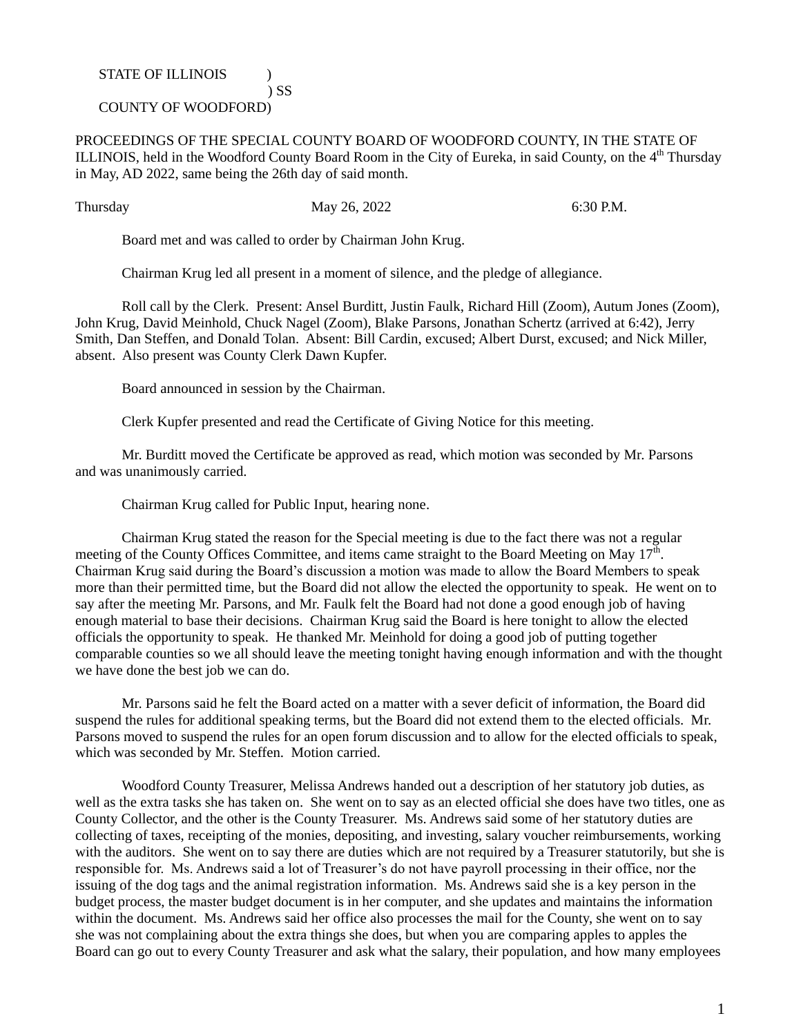STATE OF ILLINOIS )
) SS
COUNTY OF WOODFORD)

PROCEEDINGS OF THE SPECIAL COUNTY BOARD OF WOODFORD COUNTY, IN THE STATE OF ILLINOIS, held in the Woodford County Board Room in the City of Eureka, in said County, on the 4th Thursday in May, AD 2022, same being the 26th day of said month.

Thursday May 26, 2022 6:30 P.M.

Board met and was called to order by Chairman John Krug.

Chairman Krug led all present in a moment of silence, and the pledge of allegiance.

Roll call by the Clerk. Present: Ansel Burditt, Justin Faulk, Richard Hill (Zoom), Autum Jones (Zoom), John Krug, David Meinhold, Chuck Nagel (Zoom), Blake Parsons, Jonathan Schertz (arrived at 6:42), Jerry Smith, Dan Steffen, and Donald Tolan. Absent: Bill Cardin, excused; Albert Durst, excused; and Nick Miller, absent. Also present was County Clerk Dawn Kupfer.

Board announced in session by the Chairman.

Clerk Kupfer presented and read the Certificate of Giving Notice for this meeting.

Mr. Burditt moved the Certificate be approved as read, which motion was seconded by Mr. Parsons and was unanimously carried.

Chairman Krug called for Public Input, hearing none.

Chairman Krug stated the reason for the Special meeting is due to the fact there was not a regular meeting of the County Offices Committee, and items came straight to the Board Meeting on May 17th. Chairman Krug said during the Board's discussion a motion was made to allow the Board Members to speak more than their permitted time, but the Board did not allow the elected the opportunity to speak. He went on to say after the meeting Mr. Parsons, and Mr. Faulk felt the Board had not done a good enough job of having enough material to base their decisions. Chairman Krug said the Board is here tonight to allow the elected officials the opportunity to speak. He thanked Mr. Meinhold for doing a good job of putting together comparable counties so we all should leave the meeting tonight having enough information and with the thought we have done the best job we can do.

Mr. Parsons said he felt the Board acted on a matter with a sever deficit of information, the Board did suspend the rules for additional speaking terms, but the Board did not extend them to the elected officials. Mr. Parsons moved to suspend the rules for an open forum discussion and to allow for the elected officials to speak, which was seconded by Mr. Steffen. Motion carried.

Woodford County Treasurer, Melissa Andrews handed out a description of her statutory job duties, as well as the extra tasks she has taken on. She went on to say as an elected official she does have two titles, one as County Collector, and the other is the County Treasurer. Ms. Andrews said some of her statutory duties are collecting of taxes, receipting of the monies, depositing, and investing, salary voucher reimbursements, working with the auditors. She went on to say there are duties which are not required by a Treasurer statutorily, but she is responsible for. Ms. Andrews said a lot of Treasurer's do not have payroll processing in their office, nor the issuing of the dog tags and the animal registration information. Ms. Andrews said she is a key person in the budget process, the master budget document is in her computer, and she updates and maintains the information within the document. Ms. Andrews said her office also processes the mail for the County, she went on to say she was not complaining about the extra things she does, but when you are comparing apples to apples the Board can go out to every County Treasurer and ask what the salary, their population, and how many employees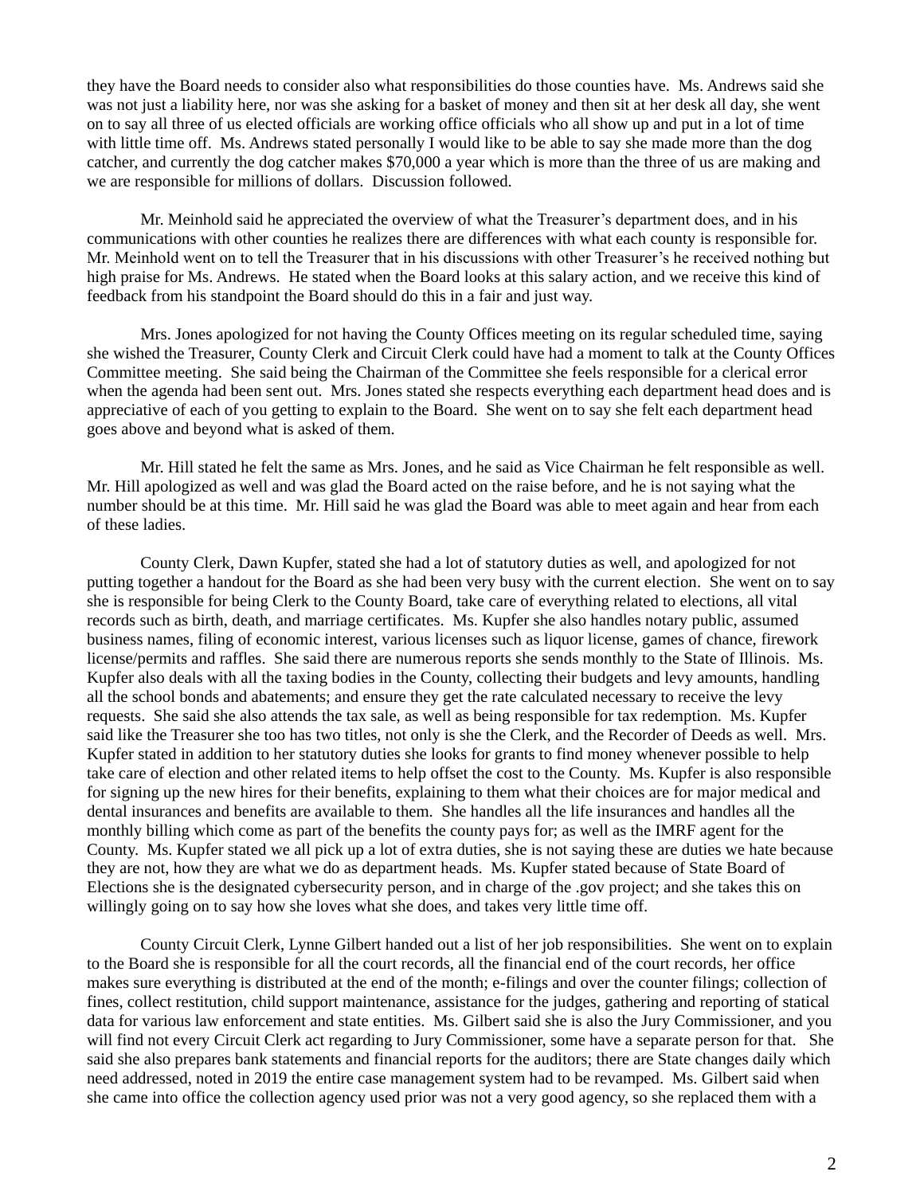they have the Board needs to consider also what responsibilities do those counties have. Ms. Andrews said she was not just a liability here, nor was she asking for a basket of money and then sit at her desk all day, she went on to say all three of us elected officials are working office officials who all show up and put in a lot of time with little time off. Ms. Andrews stated personally I would like to be able to say she made more than the dog catcher, and currently the dog catcher makes $70,000 a year which is more than the three of us are making and we are responsible for millions of dollars. Discussion followed.

Mr. Meinhold said he appreciated the overview of what the Treasurer's department does, and in his communications with other counties he realizes there are differences with what each county is responsible for. Mr. Meinhold went on to tell the Treasurer that in his discussions with other Treasurer's he received nothing but high praise for Ms. Andrews. He stated when the Board looks at this salary action, and we receive this kind of feedback from his standpoint the Board should do this in a fair and just way.

Mrs. Jones apologized for not having the County Offices meeting on its regular scheduled time, saying she wished the Treasurer, County Clerk and Circuit Clerk could have had a moment to talk at the County Offices Committee meeting. She said being the Chairman of the Committee she feels responsible for a clerical error when the agenda had been sent out. Mrs. Jones stated she respects everything each department head does and is appreciative of each of you getting to explain to the Board. She went on to say she felt each department head goes above and beyond what is asked of them.

Mr. Hill stated he felt the same as Mrs. Jones, and he said as Vice Chairman he felt responsible as well. Mr. Hill apologized as well and was glad the Board acted on the raise before, and he is not saying what the number should be at this time. Mr. Hill said he was glad the Board was able to meet again and hear from each of these ladies.

County Clerk, Dawn Kupfer, stated she had a lot of statutory duties as well, and apologized for not putting together a handout for the Board as she had been very busy with the current election. She went on to say she is responsible for being Clerk to the County Board, take care of everything related to elections, all vital records such as birth, death, and marriage certificates. Ms. Kupfer she also handles notary public, assumed business names, filing of economic interest, various licenses such as liquor license, games of chance, firework license/permits and raffles. She said there are numerous reports she sends monthly to the State of Illinois. Ms. Kupfer also deals with all the taxing bodies in the County, collecting their budgets and levy amounts, handling all the school bonds and abatements; and ensure they get the rate calculated necessary to receive the levy requests. She said she also attends the tax sale, as well as being responsible for tax redemption. Ms. Kupfer said like the Treasurer she too has two titles, not only is she the Clerk, and the Recorder of Deeds as well. Mrs. Kupfer stated in addition to her statutory duties she looks for grants to find money whenever possible to help take care of election and other related items to help offset the cost to the County. Ms. Kupfer is also responsible for signing up the new hires for their benefits, explaining to them what their choices are for major medical and dental insurances and benefits are available to them. She handles all the life insurances and handles all the monthly billing which come as part of the benefits the county pays for; as well as the IMRF agent for the County. Ms. Kupfer stated we all pick up a lot of extra duties, she is not saying these are duties we hate because they are not, how they are what we do as department heads. Ms. Kupfer stated because of State Board of Elections she is the designated cybersecurity person, and in charge of the .gov project; and she takes this on willingly going on to say how she loves what she does, and takes very little time off.

County Circuit Clerk, Lynne Gilbert handed out a list of her job responsibilities. She went on to explain to the Board she is responsible for all the court records, all the financial end of the court records, her office makes sure everything is distributed at the end of the month; e-filings and over the counter filings; collection of fines, collect restitution, child support maintenance, assistance for the judges, gathering and reporting of statical data for various law enforcement and state entities. Ms. Gilbert said she is also the Jury Commissioner, and you will find not every Circuit Clerk act regarding to Jury Commissioner, some have a separate person for that. She said she also prepares bank statements and financial reports for the auditors; there are State changes daily which need addressed, noted in 2019 the entire case management system had to be revamped. Ms. Gilbert said when she came into office the collection agency used prior was not a very good agency, so she replaced them with a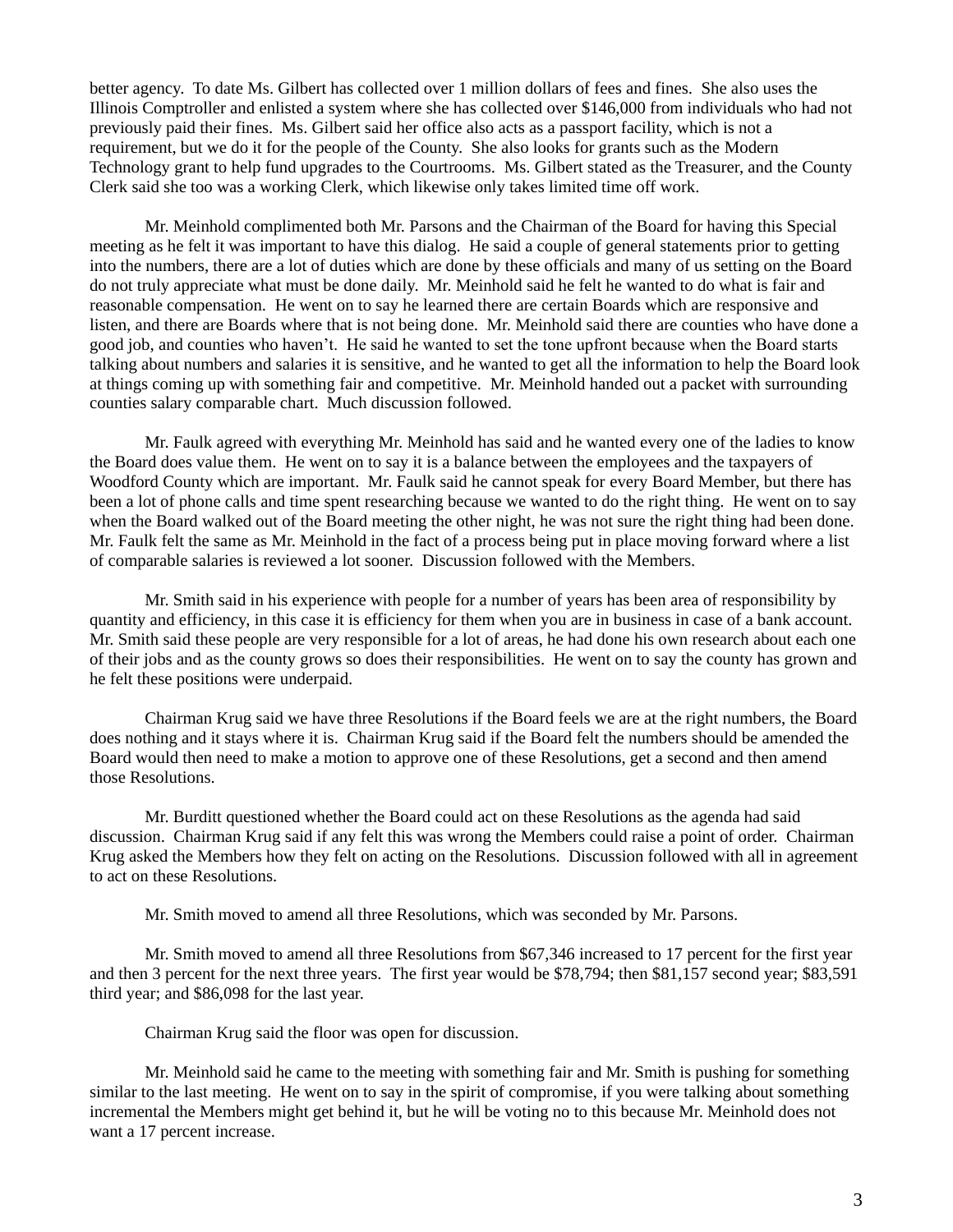better agency. To date Ms. Gilbert has collected over 1 million dollars of fees and fines. She also uses the Illinois Comptroller and enlisted a system where she has collected over $146,000 from individuals who had not previously paid their fines. Ms. Gilbert said her office also acts as a passport facility, which is not a requirement, but we do it for the people of the County. She also looks for grants such as the Modern Technology grant to help fund upgrades to the Courtrooms. Ms. Gilbert stated as the Treasurer, and the County Clerk said she too was a working Clerk, which likewise only takes limited time off work.

Mr. Meinhold complimented both Mr. Parsons and the Chairman of the Board for having this Special meeting as he felt it was important to have this dialog. He said a couple of general statements prior to getting into the numbers, there are a lot of duties which are done by these officials and many of us setting on the Board do not truly appreciate what must be done daily. Mr. Meinhold said he felt he wanted to do what is fair and reasonable compensation. He went on to say he learned there are certain Boards which are responsive and listen, and there are Boards where that is not being done. Mr. Meinhold said there are counties who have done a good job, and counties who haven't. He said he wanted to set the tone upfront because when the Board starts talking about numbers and salaries it is sensitive, and he wanted to get all the information to help the Board look at things coming up with something fair and competitive. Mr. Meinhold handed out a packet with surrounding counties salary comparable chart. Much discussion followed.

Mr. Faulk agreed with everything Mr. Meinhold has said and he wanted every one of the ladies to know the Board does value them. He went on to say it is a balance between the employees and the taxpayers of Woodford County which are important. Mr. Faulk said he cannot speak for every Board Member, but there has been a lot of phone calls and time spent researching because we wanted to do the right thing. He went on to say when the Board walked out of the Board meeting the other night, he was not sure the right thing had been done. Mr. Faulk felt the same as Mr. Meinhold in the fact of a process being put in place moving forward where a list of comparable salaries is reviewed a lot sooner. Discussion followed with the Members.

Mr. Smith said in his experience with people for a number of years has been area of responsibility by quantity and efficiency, in this case it is efficiency for them when you are in business in case of a bank account. Mr. Smith said these people are very responsible for a lot of areas, he had done his own research about each one of their jobs and as the county grows so does their responsibilities. He went on to say the county has grown and he felt these positions were underpaid.

Chairman Krug said we have three Resolutions if the Board feels we are at the right numbers, the Board does nothing and it stays where it is. Chairman Krug said if the Board felt the numbers should be amended the Board would then need to make a motion to approve one of these Resolutions, get a second and then amend those Resolutions.

Mr. Burditt questioned whether the Board could act on these Resolutions as the agenda had said discussion. Chairman Krug said if any felt this was wrong the Members could raise a point of order. Chairman Krug asked the Members how they felt on acting on the Resolutions. Discussion followed with all in agreement to act on these Resolutions.

Mr. Smith moved to amend all three Resolutions, which was seconded by Mr. Parsons.

Mr. Smith moved to amend all three Resolutions from $67,346 increased to 17 percent for the first year and then 3 percent for the next three years. The first year would be $78,794; then $81,157 second year; $83,591 third year; and $86,098 for the last year.

Chairman Krug said the floor was open for discussion.

Mr. Meinhold said he came to the meeting with something fair and Mr. Smith is pushing for something similar to the last meeting. He went on to say in the spirit of compromise, if you were talking about something incremental the Members might get behind it, but he will be voting no to this because Mr. Meinhold does not want a 17 percent increase.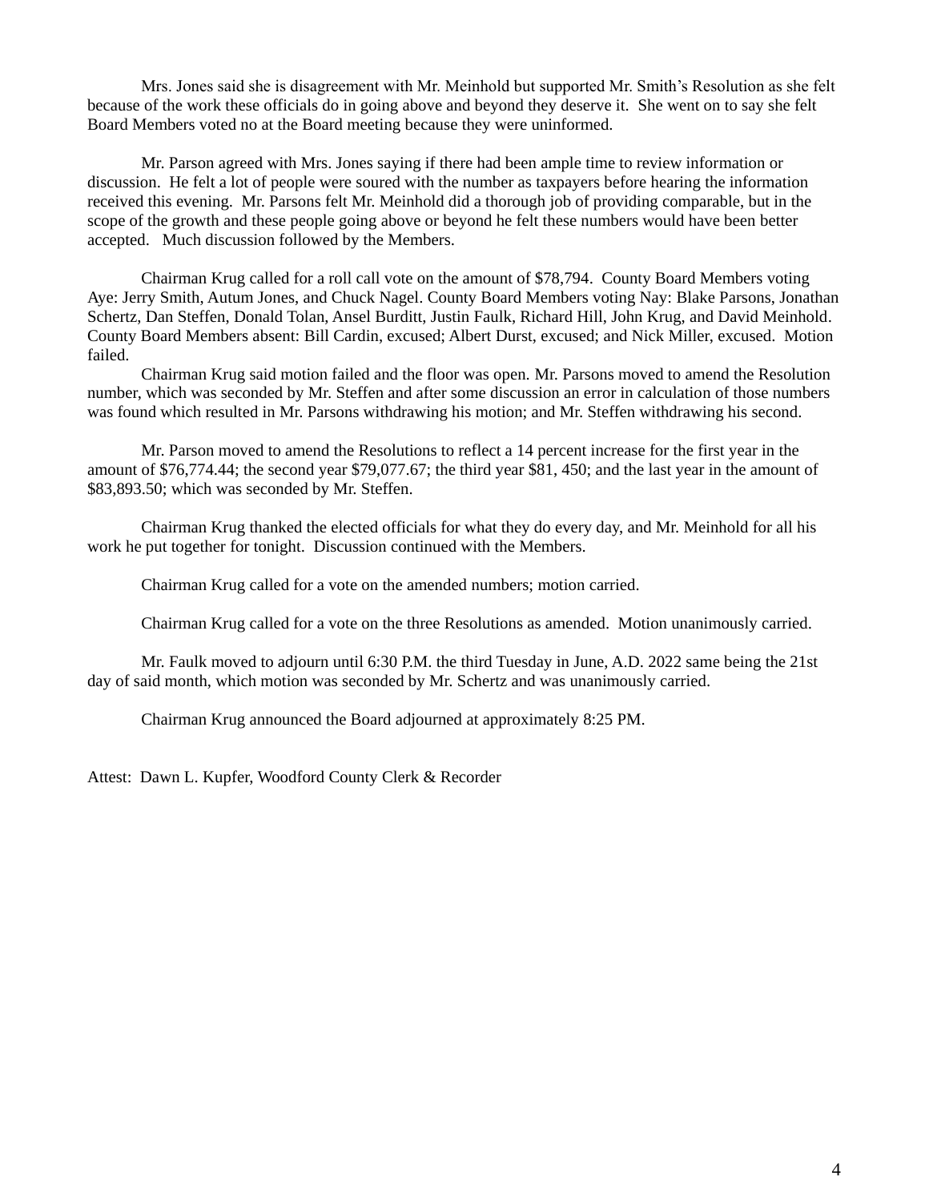Mrs. Jones said she is disagreement with Mr. Meinhold but supported Mr. Smith's Resolution as she felt because of the work these officials do in going above and beyond they deserve it. She went on to say she felt Board Members voted no at the Board meeting because they were uninformed.

Mr. Parson agreed with Mrs. Jones saying if there had been ample time to review information or discussion. He felt a lot of people were soured with the number as taxpayers before hearing the information received this evening. Mr. Parsons felt Mr. Meinhold did a thorough job of providing comparable, but in the scope of the growth and these people going above or beyond he felt these numbers would have been better accepted. Much discussion followed by the Members.

Chairman Krug called for a roll call vote on the amount of $78,794. County Board Members voting Aye: Jerry Smith, Autum Jones, and Chuck Nagel. County Board Members voting Nay: Blake Parsons, Jonathan Schertz, Dan Steffen, Donald Tolan, Ansel Burditt, Justin Faulk, Richard Hill, John Krug, and David Meinhold. County Board Members absent: Bill Cardin, excused; Albert Durst, excused; and Nick Miller, excused. Motion failed.

Chairman Krug said motion failed and the floor was open. Mr. Parsons moved to amend the Resolution number, which was seconded by Mr. Steffen and after some discussion an error in calculation of those numbers was found which resulted in Mr. Parsons withdrawing his motion; and Mr. Steffen withdrawing his second.

Mr. Parson moved to amend the Resolutions to reflect a 14 percent increase for the first year in the amount of $76,774.44; the second year $79,077.67; the third year $81, 450; and the last year in the amount of $83,893.50; which was seconded by Mr. Steffen.

Chairman Krug thanked the elected officials for what they do every day, and Mr. Meinhold for all his work he put together for tonight. Discussion continued with the Members.

Chairman Krug called for a vote on the amended numbers; motion carried.

Chairman Krug called for a vote on the three Resolutions as amended. Motion unanimously carried.

Mr. Faulk moved to adjourn until 6:30 P.M. the third Tuesday in June, A.D. 2022 same being the 21st day of said month, which motion was seconded by Mr. Schertz and was unanimously carried.

Chairman Krug announced the Board adjourned at approximately 8:25 PM.

Attest: Dawn L. Kupfer, Woodford County Clerk & Recorder